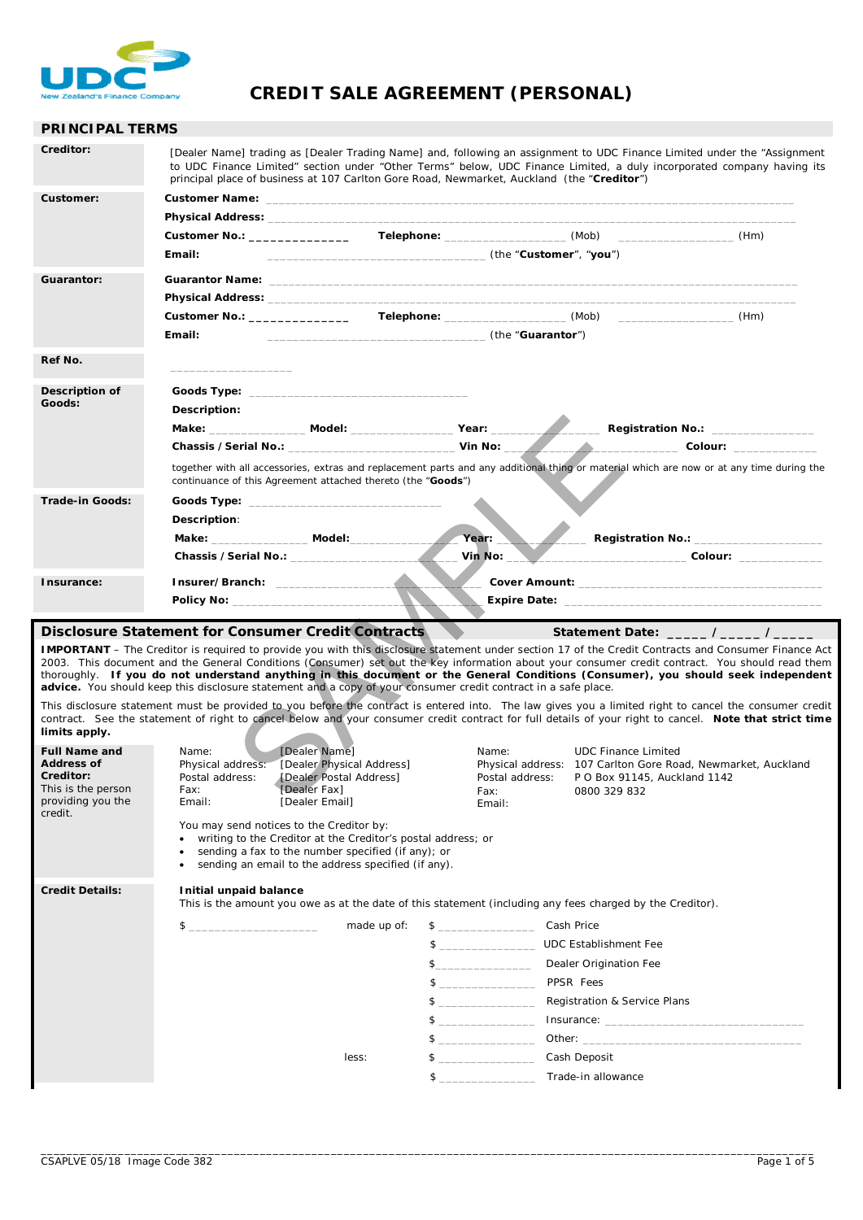# CREDIT SALE AGREEMENT (PERSONAL)

## PRINCIPAL TERMS

| | |
|---|---|
| **Creditor:** | [Dealer Name] trading as [Dealer Trading Name] and, following an assignment to UDC Finance Limited under the "Assignment to UDC Finance Limited" section under "Other Terms" below, UDC Finance Limited, a duly incorporated company having its principal place of business at 107 Carlton Gore Road, Newmarket, Auckland (the "**Creditor**") |
| **Customer:** | **Customer Name:** ____________ <br> **Physical Address:** ____________ <br> **Customer No.:** ____________ **Telephone:** ____________ (Mob) ____________ (Hm) <br> **Email:** ____________ (the "**Customer**", "**you**") |
| **Guarantor:** | **Guarantor Name:** ____________ <br> **Physical Address:** ____________ <br> **Customer No.:** ____________ **Telephone:** ____________ (Mob) ____________ (Hm) <br> **Email:** ____________ (the "**Guarantor**") |
| **Ref No.** | ____________ |
| **Description of Goods:** | **Goods Type:** ____________ <br> **Description:** <br> **Make:** ____________ **Model:** ____________ **Year:** ____________ **Registration No.:** ____________ <br> **Chassis / Serial No.:** ____________ **Vin No:** ____________ **Colour:** ____________ <br> together with all accessories, extras and replacement parts and any additional thing or material which are now or at any time during the continuance of this Agreement attached thereto (the "**Goods**") |
| **Trade-in Goods:** | **Goods Type:** ____________ <br> **Description:** <br> **Make:** ____________ **Model:** ____________ **Year:** ____________ **Registration No.:** ____________ <br> **Chassis / Serial No.:** ____________ **Vin No:** ____________ **Colour:** ____________ |
| **Insurance:** | **Insurer/Branch:** ____________ **Cover Amount:** ____________ <br> **Policy No:** ____________ **Expire Date:** ____________ |

## Disclosure Statement for Consumer Credit Contracts

**Statement Date:** _____ / _____ / _____

**IMPORTANT** – The Creditor is required to provide you with this disclosure statement under section 17 of the Credit Contracts and Consumer Finance Act 2003. This document and the General Conditions (Consumer) set out the key information about your consumer credit contract. You should read them thoroughly. **If you do not understand anything in this document or the General Conditions (Consumer), you should seek independent advice.** You should keep this disclosure statement and a copy of your consumer credit contract in a safe place.

This disclosure statement must be provided to you before the contract is entered into. The law gives you a limited right to cancel the consumer credit contract. See the statement of right to cancel below and your consumer credit contract for full details of your right to cancel. **Note that strict time limits apply.**

**Full Name and Address of Creditor:** This is the person providing you the credit.

| | | | |
|---|---|---|---|
| Name: | [Dealer Name] | Name: | UDC Finance Limited |
| Physical address: | [Dealer Physical Address] | Physical address: | 107 Carlton Gore Road, Newmarket, Auckland |
| Postal address: | [Dealer Postal Address] | Postal address: | P O Box 91145, Auckland 1142 |
| Fax: | [Dealer Fax] | Fax: | 0800 329 832 |
| Email: | [Dealer Email] | Email: | |

You may send notices to the Creditor by:

- writing to the Creditor at the Creditor's postal address; or
- sending a fax to the number specified (if any); or
- sending an email to the address specified (if any).

**Credit Details:**

**Initial unpaid balance**

This is the amount you owe as at the date of this statement (including any fees charged by the Creditor).

| | | | |
|---|---|---|---|
| $ ____________ | made up of: | $ ____________ | Cash Price |
| | | $ ____________ | UDC Establishment Fee |
| | | $ ____________ | Dealer Origination Fee |
| | | $ ____________ | PPSR Fees |
| | | $ ____________ | Registration & Service Plans |
| | | $ ____________ | Insurance: ____________ |
| | | $ ____________ | Other: ____________ |
| | less: | $ ____________ | Cash Deposit |
| | | $ ____________ | Trade-in allowance |

CSAPLVE 05/18 Image Code 382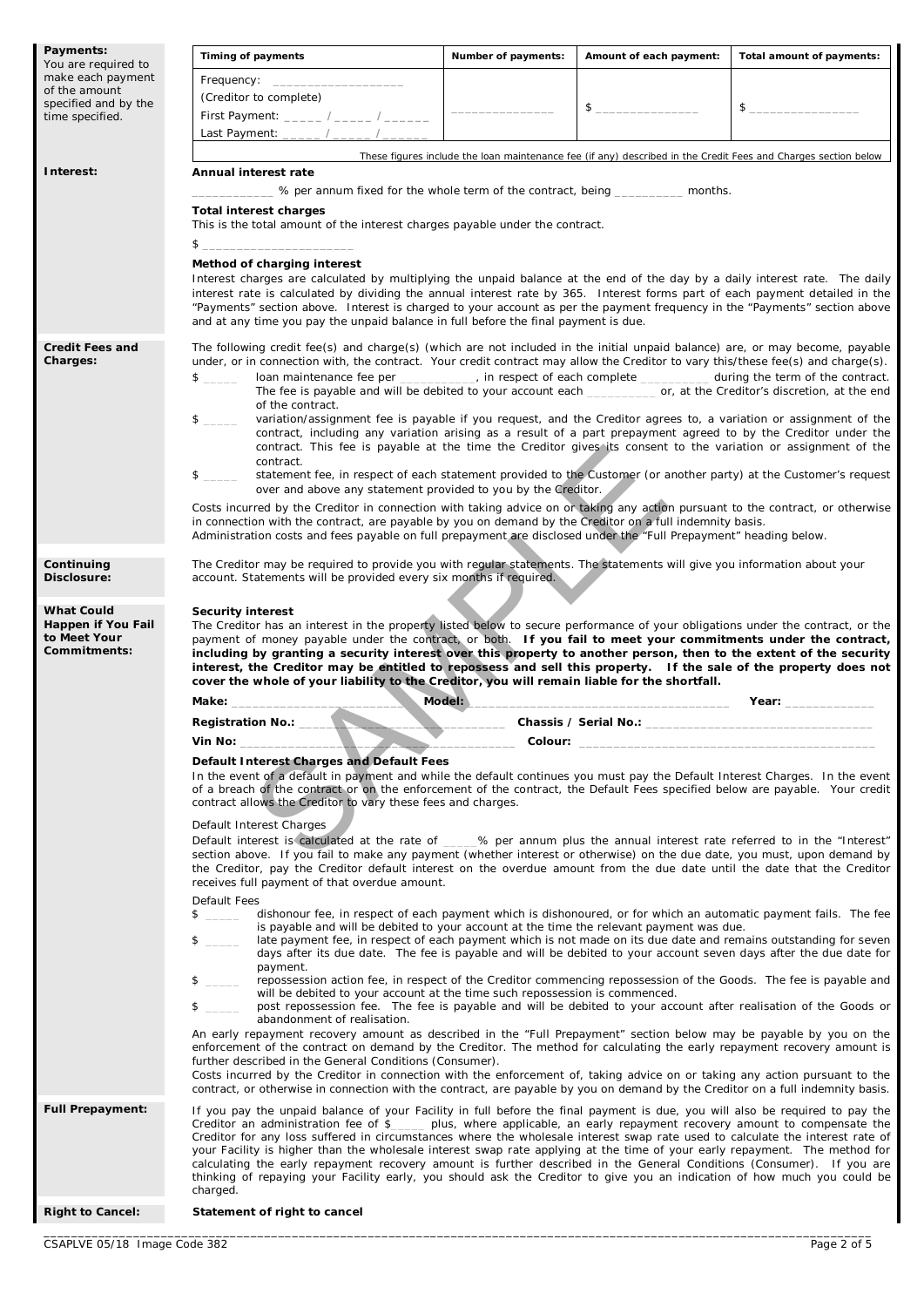**Payments:** You are required to make each payment of the amount specified and by the time specified.

| Timing of payments | Number of payments: | Amount of each payment: | Total amount of payments: |
|---|---|---|---|
| Frequency: ___________________ (Creditor to complete) First Payment: _____ / _____ / ______ Last Payment: _____ / _____ / ______ | _______________ | $ _______________ | $ _______________ |

*These figures include the loan maintenance fee (if any) described in the Credit Fees and Charges section below*

**Interest:**

**Annual interest rate**

____________ % per annum fixed for the whole term of the contract, being __________ months.

**Total interest charges**

This is the total amount of the interest charges payable under the contract.

$ ______________________

***Method of charging interest***

Interest charges are calculated by multiplying the unpaid balance at the end of the day by a daily interest rate. The daily interest rate is calculated by dividing the annual interest rate by 365. Interest forms part of each payment detailed in the "Payments" section above. Interest is charged to your account as per the payment frequency in the "Payments" section above and at any time you pay the unpaid balance in full before the final payment is due.

**Credit Fees and Charges:**

The following credit fee(s) and charge(s) (which are not included in the initial unpaid balance) are, or may become, payable under, or in connection with, the contract. Your credit contract may allow the Creditor to vary this/these fee(s) and charge(s).

$ _____ loan maintenance fee per ___________, in respect of each complete __________ during the term of the contract. The fee is payable and will be debited to your account each __________ or, at the Creditor's discretion, at the end of the contract.

$ _____ variation/assignment fee is payable if you request, and the Creditor agrees to, a variation or assignment of the contract, including any variation arising as a result of a part prepayment agreed to by the Creditor under the contract. This fee is payable at the time the Creditor gives its consent to the variation or assignment of the contract.

$ _____ statement fee, in respect of each statement provided to the Customer (or another party) at the Customer's request over and above any statement provided to you by the Creditor.

Costs incurred by the Creditor in connection with taking advice on or taking any action pursuant to the contract, or otherwise in connection with the contract, are payable by you on demand by the Creditor on a full indemnity basis.

Administration costs and fees payable on full prepayment are disclosed under the "Full Prepayment" heading below.

**Continuing Disclosure:**

The Creditor may be required to provide you with regular statements. The statements will give you information about your account. Statements will be provided every six months if required.

**What Could Happen if You Fail to Meet Your Commitments:**

**Security interest**

The Creditor has an interest in the property listed below to secure performance of your obligations under the contract, or the payment of money payable under the contract, or both. **If you fail to meet your commitments under the contract, including by granting a security interest over this property to another person, then to the extent of the security interest, the Creditor may be entitled to repossess and sell this property. If the sale of the property does not cover the whole of your liability to the Creditor, you will remain liable for the shortfall.**

**Make:** ______________________ **Model:** ______________________ **Year:** ____________

**Registration No.:** ______________________ **Chassis / Serial No.:** ______________________

**Vin No:** ______________________ **Colour:** ______________________

**Default Interest Charges and Default Fees**

In the event of a default in payment and while the default continues you must pay the Default Interest Charges. In the event of a breach of the contract or on the enforcement of the contract, the Default Fees specified below are payable. Your credit contract allows the Creditor to vary these fees and charges.

Default Interest Charges

Default interest is calculated at the rate of _____% per annum plus the annual interest rate referred to in the "Interest" section above. If you fail to make any payment (whether interest or otherwise) on the due date, you must, upon demand by the Creditor, pay the Creditor default interest on the overdue amount from the due date until the date that the Creditor receives full payment of that overdue amount.

Default Fees

$ _____ dishonour fee, in respect of each payment which is dishonoured, or for which an automatic payment fails. The fee is payable and will be debited to your account at the time the relevant payment was due.

$ _____ late payment fee, in respect of each payment which is not made on its due date and remains outstanding for seven days after its due date. The fee is payable and will be debited to your account seven days after the due date for payment.

$ _____ repossession action fee, in respect of the Creditor commencing repossession of the Goods. The fee is payable and will be debited to your account at the time such repossession is commenced.

$ _____ post repossession fee. The fee is payable and will be debited to your account after realisation of the Goods or abandonment of realisation.

An early repayment recovery amount as described in the "Full Prepayment" section below may be payable by you on the enforcement of the contract on demand by the Creditor. The method for calculating the early repayment recovery amount is further described in the General Conditions (Consumer).

Costs incurred by the Creditor in connection with the enforcement of, taking advice on or taking any action pursuant to the contract, or otherwise in connection with the contract, are payable by you on demand by the Creditor on a full indemnity basis.

**Full Prepayment:**

If you pay the unpaid balance of your Facility in full before the final payment is due, you will also be required to pay the Creditor an administration fee of $_____ plus, where applicable, an early repayment recovery amount to compensate the Creditor for any loss suffered in circumstances where the wholesale interest swap rate used to calculate the interest rate of your Facility is higher than the wholesale interest swap rate applying at the time of your early repayment. The method for calculating the early repayment recovery amount is further described in the General Conditions (Consumer). If you are thinking of repaying your Facility early, you should ask the Creditor to give you an indication of how much you could be charged.

**Right to Cancel:**

**Statement of right to cancel**

CSAPLVE 05/18 Image Code 382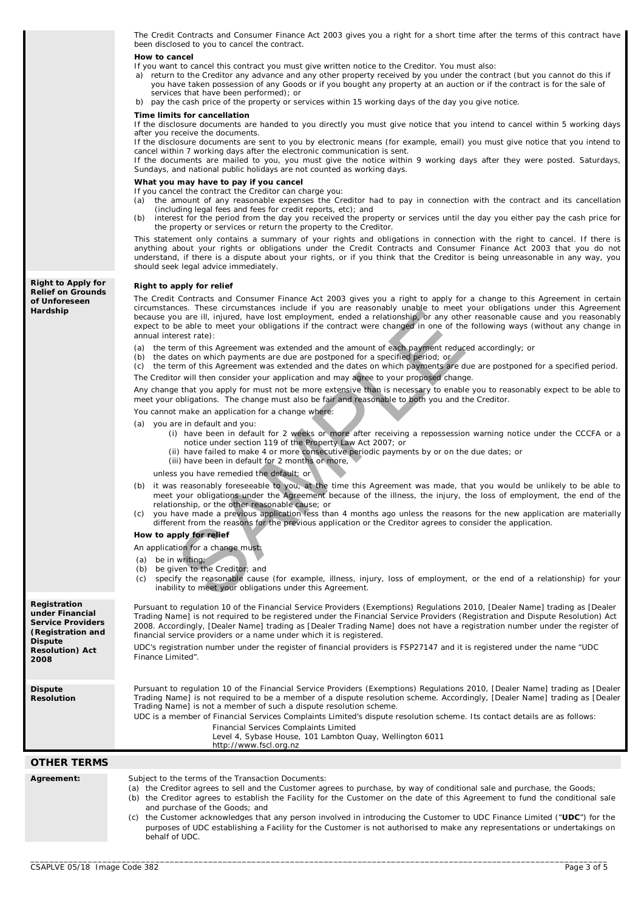The Credit Contracts and Consumer Finance Act 2003 gives you a right for a short time after the terms of this contract have been disclosed to you to cancel the contract.

**How to cancel**

If you want to cancel this contract you must give written notice to the Creditor. You must also:

a) return to the Creditor any advance and any other property received by you under the contract (but you cannot do this if you have taken possession of any Goods or if you bought any property at an auction or if the contract is for the sale of services that have been performed); or
b) pay the cash price of the property or services within 15 working days of the day you give notice.

**Time limits for cancellation**

If the disclosure documents are handed to you directly you must give notice that you intend to cancel within 5 working days after you receive the documents.

If the disclosure documents are sent to you by electronic means (for example, email) you must give notice that you intend to cancel within 7 working days after the electronic communication is sent.

If the documents are mailed to you, you must give the notice within 9 working days after they were posted. Saturdays, Sundays, and national public holidays are not counted as working days.

**What you may have to pay if you cancel**

If you cancel the contract the Creditor can charge you:

(a) the amount of any reasonable expenses the Creditor had to pay in connection with the contract and its cancellation (including legal fees and fees for credit reports, etc); and
(b) interest for the period from the day you received the property or services until the day you either pay the cash price for the property or services or return the property to the Creditor.

This statement only contains a summary of your rights and obligations in connection with the right to cancel. If there is anything about your rights or obligations under the Credit Contracts and Consumer Finance Act 2003 that you do not understand, if there is a dispute about your rights, or if you think that the Creditor is being unreasonable in any way, you should seek legal advice immediately.

**Right to Apply for Relief on Grounds of Unforeseen Hardship**

**Right to apply for relief**

The Credit Contracts and Consumer Finance Act 2003 gives you a right to apply for a change to this Agreement in certain circumstances. These circumstances include if you are reasonably unable to meet your obligations under this Agreement because you are ill, injured, have lost employment, ended a relationship, or any other reasonable cause and you reasonably expect to be able to meet your obligations if the contract were changed in one of the following ways (without any change in annual interest rate):

(a) the term of this Agreement was extended and the amount of each payment reduced accordingly; or
(b) the dates on which payments are due are postponed for a specified period; or
(c) the term of this Agreement was extended and the dates on which payments are due are postponed for a specified period.

The Creditor will then consider your application and may agree to your proposed change.

Any change that you apply for must not be more extensive than is necessary to enable you to reasonably expect to be able to meet your obligations. The change must also be fair and reasonable to both you and the Creditor.

You cannot make an application for a change where:

(a) you are in default and you:
    (i) have been in default for 2 weeks or more after receiving a repossession warning notice under the CCCFA or a notice under section 119 of the Property Law Act 2007; or
    (ii) have failed to make 4 or more consecutive periodic payments by or on the due dates; or
    (iii) have been in default for 2 months or more,

    unless you have remedied the default; or
(b) it was reasonably foreseeable to you, at the time this Agreement was made, that you would be unlikely to be able to meet your obligations under the Agreement because of the illness, the injury, the loss of employment, the end of the relationship, or the other reasonable cause; or
(c) you have made a previous application less than 4 months ago unless the reasons for the new application are materially different from the reasons for the previous application or the Creditor agrees to consider the application.

**How to apply for relief**

An application for a change must:

(a) be in writing;
(b) be given to the Creditor; and
(c) specify the reasonable cause (for example, illness, injury, loss of employment, or the end of a relationship) for your inability to meet your obligations under this Agreement.

**Registration under Financial Service Providers (Registration and Dispute Resolution) Act 2008**

Pursuant to regulation 10 of the Financial Service Providers (Exemptions) Regulations 2010, [Dealer Name] trading as [Dealer Trading Name] is not required to be registered under the Financial Service Providers (Registration and Dispute Resolution) Act 2008. Accordingly, [Dealer Name] trading as [Dealer Trading Name] does not have a registration number under the register of financial service providers or a name under which it is registered.

UDC's registration number under the register of financial providers is FSP27147 and it is registered under the name "UDC Finance Limited".

**Dispute Resolution**

Pursuant to regulation 10 of the Financial Service Providers (Exemptions) Regulations 2010, [Dealer Name] trading as [Dealer Trading Name] is not required to be a member of a dispute resolution scheme. Accordingly, [Dealer Name] trading as [Dealer Trading Name] is not a member of such a dispute resolution scheme.

UDC is a member of Financial Services Complaints Limited's dispute resolution scheme. Its contact details are as follows:

Financial Services Complaints Limited
Level 4, Sybase House, 101 Lambton Quay, Wellington 6011
http://www.fscl.org.nz

## OTHER TERMS

**Agreement:**

Subject to the terms of the Transaction Documents:

(a) the Creditor agrees to sell and the Customer agrees to purchase, by way of conditional sale and purchase, the Goods;
(b) the Creditor agrees to establish the Facility for the Customer on the date of this Agreement to fund the conditional sale and purchase of the Goods; and
(c) the Customer acknowledges that any person involved in introducing the Customer to UDC Finance Limited ("**UDC**") for the purposes of UDC establishing a Facility for the Customer is not authorised to make any representations or undertakings on behalf of UDC.

CSAPLVE 05/18 Image Code 382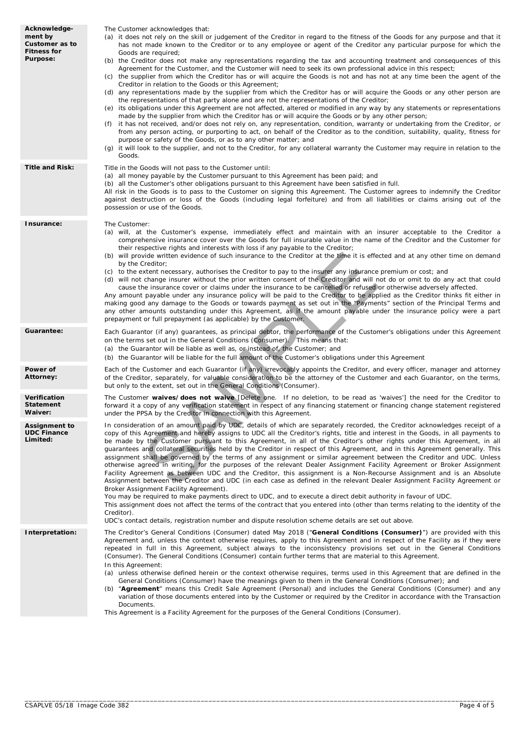**Acknowledgement by Customer as to Fitness for Purpose:**

The Customer acknowledges that:

(a) it does not rely on the skill or judgement of the Creditor in regard to the fitness of the Goods for any purpose and that it has not made known to the Creditor or to any employee or agent of the Creditor any particular purpose for which the Goods are required;

(b) the Creditor does not make any representations regarding the tax and accounting treatment and consequences of this Agreement for the Customer, and the Customer will need to seek its own professional advice in this respect;

(c) the supplier from which the Creditor has or will acquire the Goods is not and has not at any time been the agent of the Creditor in relation to the Goods or this Agreement;

(d) any representations made by the supplier from which the Creditor has or will acquire the Goods or any other person are the representations of that party alone and are not the representations of the Creditor;

(e) its obligations under this Agreement are not affected, altered or modified in any way by any statements or representations made by the supplier from which the Creditor has or will acquire the Goods or by any other person;

(f) it has not received, and/or does not rely on, any representation, condition, warranty or undertaking from the Creditor, or from any person acting, or purporting to act, on behalf of the Creditor as to the condition, suitability, quality, fitness for purpose or safety of the Goods, or as to any other matter; and

(g) it will look to the supplier, and not to the Creditor, for any collateral warranty the Customer may require in relation to the Goods.

**Title and Risk:**

Title in the Goods will not pass to the Customer until:

(a) all money payable by the Customer pursuant to this Agreement has been paid; and

(b) all the Customer's other obligations pursuant to this Agreement have been satisfied in full.

All risk in the Goods is to pass to the Customer on signing this Agreement. The Customer agrees to indemnify the Creditor against destruction or loss of the Goods (including legal forfeiture) and from all liabilities or claims arising out of the possession or use of the Goods.

**Insurance:**

The Customer:

(a) will, at the Customer's expense, immediately effect and maintain with an insurer acceptable to the Creditor a comprehensive insurance cover over the Goods for full insurable value in the name of the Creditor and the Customer for their respective rights and interests with loss if any payable to the Creditor;

(b) will provide written evidence of such insurance to the Creditor at the time it is effected and at any other time on demand by the Creditor;

(c) to the extent necessary, authorises the Creditor to pay to the insurer any insurance premium or cost; and

(d) will not change insurer without the prior written consent of the Creditor and will not do or omit to do any act that could cause the insurance cover or claims under the insurance to be cancelled or refused or otherwise adversely affected.

Any amount payable under any insurance policy will be paid to the Creditor to be applied as the Creditor thinks fit either in making good any damage to the Goods or towards payment as set out in the "Payments" section of the Principal Terms and any other amounts outstanding under this Agreement, as if the amount payable under the insurance policy were a part prepayment or full prepayment (as applicable) by the Customer.

**Guarantee:**

Each Guarantor (if any) guarantees, as principal debtor, the performance of the Customer's obligations under this Agreement on the terms set out in the General Conditions (Consumer). This means that:

(a) the Guarantor will be liable as well as, or instead of, the Customer; and

(b) the Guarantor will be liable for the full amount of the Customer's obligations under this Agreement

**Power of Attorney:**

Each of the Customer and each Guarantor (if any) irrevocably appoints the Creditor, and every officer, manager and attorney of the Creditor, separately, for valuable consideration to be the attorney of the Customer and each Guarantor, on the terms, but only to the extent, set out in the General Conditions (Consumer).

**Verification Statement Waiver:**

The Customer **waives/does not waive** [Delete one. If no deletion, to be read as 'waives'] the need for the Creditor to forward it a copy of any verification statement in respect of any financing statement or financing change statement registered under the PPSA by the Creditor in connection with this Agreement.

**Assignment to UDC Finance Limited:**

In consideration of an amount paid by UDC, details of which are separately recorded, the Creditor acknowledges receipt of a copy of this Agreement and hereby assigns to UDC all the Creditor's rights, title and interest in the Goods, in all payments to be made by the Customer pursuant to this Agreement, in all of the Creditor's other rights under this Agreement, in all guarantees and collateral securities held by the Creditor in respect of this Agreement, and in this Agreement generally. This assignment shall be governed by the terms of any assignment or similar agreement between the Creditor and UDC. Unless otherwise agreed in writing, for the purposes of the relevant Dealer Assignment Facility Agreement or Broker Assignment Facility Agreement as between UDC and the Creditor, this assignment is a Non-Recourse Assignment and is an Absolute Assignment between the Creditor and UDC (in each case as defined in the relevant Dealer Assignment Facility Agreement or Broker Assignment Facility Agreement).

You may be required to make payments direct to UDC, and to execute a direct debit authority in favour of UDC.

This assignment does not affect the terms of the contract that you entered into (other than terms relating to the identity of the Creditor).

UDC's contact details, registration number and dispute resolution scheme details are set out above.

**Interpretation:**

The Creditor's General Conditions (Consumer) dated May 2018 ("**General Conditions (Consumer)**") are provided with this Agreement and, unless the context otherwise requires, apply to this Agreement and in respect of the Facility as if they were repeated in full in this Agreement, subject always to the inconsistency provisions set out in the General Conditions (Consumer). The General Conditions (Consumer) contain further terms that are material to this Agreement.

In this Agreement:

(a) unless otherwise defined herein or the context otherwise requires, terms used in this Agreement that are defined in the General Conditions (Consumer) have the meanings given to them in the General Conditions (Consumer); and

(b) "**Agreement**" means this Credit Sale Agreement (Personal) and includes the General Conditions (Consumer) and any variation of those documents entered into by the Customer or required by the Creditor in accordance with the Transaction Documents.

This Agreement is a Facility Agreement for the purposes of the General Conditions (Consumer).

CSAPLVE 05/18 Image Code 382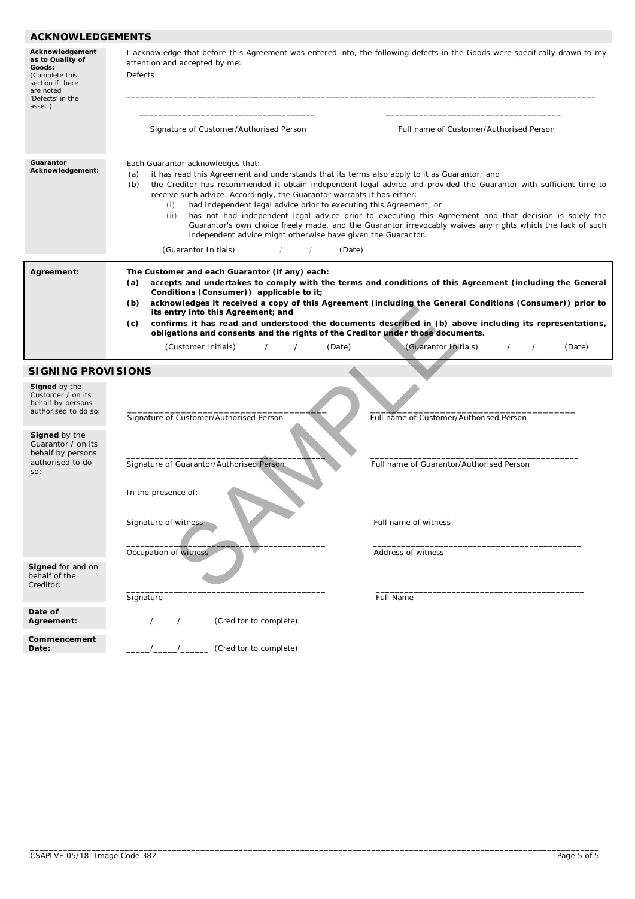## ACKNOWLEDGEMENTS

| | |
|---|---|
| **Acknowledgement as to Quality of Goods:** (Complete this section if there are noted 'Defects' in the asset.) | I acknowledge that before this Agreement was entered into, the following defects in the Goods were specifically drawn to my attention and accepted by me:<br>Defects:<br>\_\_\_\_\_\_\_\_\_\_\_\_\_\_\_\_\_\_\_\_\_\_\_\_\_\_\_\_\_\_\_\_\_\_\_\_\_\_\_\_\_\_\_\_\_\_\_\_\_\_<br>\_\_\_\_\_\_\_\_\_\_\_\_\_\_\_\_\_\_\_\_\_\_\_\_ Signature of Customer/Authorised Person<br>\_\_\_\_\_\_\_\_\_\_\_\_\_\_\_\_\_\_\_\_\_\_\_\_ Full name of Customer/Authorised Person |
| **Guarantor Acknowledgement:** | Each Guarantor acknowledges that:<br>(a) it has read this Agreement and understands that its terms also apply to it as Guarantor; and<br>(b) the Creditor has recommended it obtain independent legal advice and provided the Guarantor with sufficient time to receive such advice. Accordingly, the Guarantor warrants it has either:<br>(i) had independent legal advice prior to executing this Agreement; or<br>(ii) has not had independent legal advice prior to executing this Agreement and that decision is solely the Guarantor's own choice freely made, and the Guarantor irrevocably waives any rights which the lack of such independent advice might otherwise have given the Guarantor.<br>\_\_\_\_\_\_\_ (Guarantor Initials) \_\_\_\_\_ /\_\_\_\_\_ /\_\_\_\_\_ (Date) |
| **Agreement:** | **The Customer and each Guarantor (if any) each:**<br>**(a) accepts and undertakes to comply with the terms and conditions of this Agreement (including the General Conditions (Consumer)) applicable to it;**<br>**(b) acknowledges it received a copy of this Agreement (including the General Conditions (Consumer)) prior to its entry into this Agreement; and**<br>**(c) confirms it has read and understood the documents described in (b) above including its representations, obligations and consents and the rights of the Creditor under those documents.**<br>\_\_\_\_\_\_\_ (Customer Initials) \_\_\_\_\_ /\_\_\_\_\_ /\_\_\_\_\_ (Date) \_\_\_\_\_\_\_ (Guarantor Initials) \_\_\_\_\_ /\_\_\_\_ /\_\_\_\_\_ (Date) |

## SIGNING PROVISIONS

| | | |
|---|---|---|
| **Signed** by the Customer / on its behalf by persons authorised to do so: | \_\_\_\_\_\_\_\_\_\_\_\_\_\_\_\_\_\_\_\_\_\_\_\_ Signature of Customer/Authorised Person | \_\_\_\_\_\_\_\_\_\_\_\_\_\_\_\_\_\_\_\_\_\_\_\_ Full name of Customer/Authorised Person |
| **Signed** by the Guarantor / on its behalf by persons authorised to do so: | \_\_\_\_\_\_\_\_\_\_\_\_\_\_\_\_\_\_\_\_\_\_\_\_ Signature of Guarantor/Authorised Person | \_\_\_\_\_\_\_\_\_\_\_\_\_\_\_\_\_\_\_\_\_\_\_\_ Full name of Guarantor/Authorised Person |
| | In the presence of: | |
| | \_\_\_\_\_\_\_\_\_\_\_\_\_\_\_\_\_\_\_\_\_\_\_\_ Signature of witness | \_\_\_\_\_\_\_\_\_\_\_\_\_\_\_\_\_\_\_\_\_\_\_\_ Full name of witness |
| | \_\_\_\_\_\_\_\_\_\_\_\_\_\_\_\_\_\_\_\_\_\_\_\_ Occupation of witness | \_\_\_\_\_\_\_\_\_\_\_\_\_\_\_\_\_\_\_\_\_\_\_\_ Address of witness |
| **Signed** for and on behalf of the Creditor: | \_\_\_\_\_\_\_\_\_\_\_\_\_\_\_\_\_\_\_\_\_\_\_\_ Signature | \_\_\_\_\_\_\_\_\_\_\_\_\_\_\_\_\_\_\_\_\_\_\_\_ Full Name |
| **Date of Agreement:** | \_\_\_\_\_/\_\_\_\_\_/\_\_\_\_\_\_ (Creditor to complete) | |
| **Commencement Date:** | \_\_\_\_\_/\_\_\_\_\_/\_\_\_\_\_\_ (Creditor to complete) | |

SAMPLE

CSAPLVE 05/18 Image Code 382